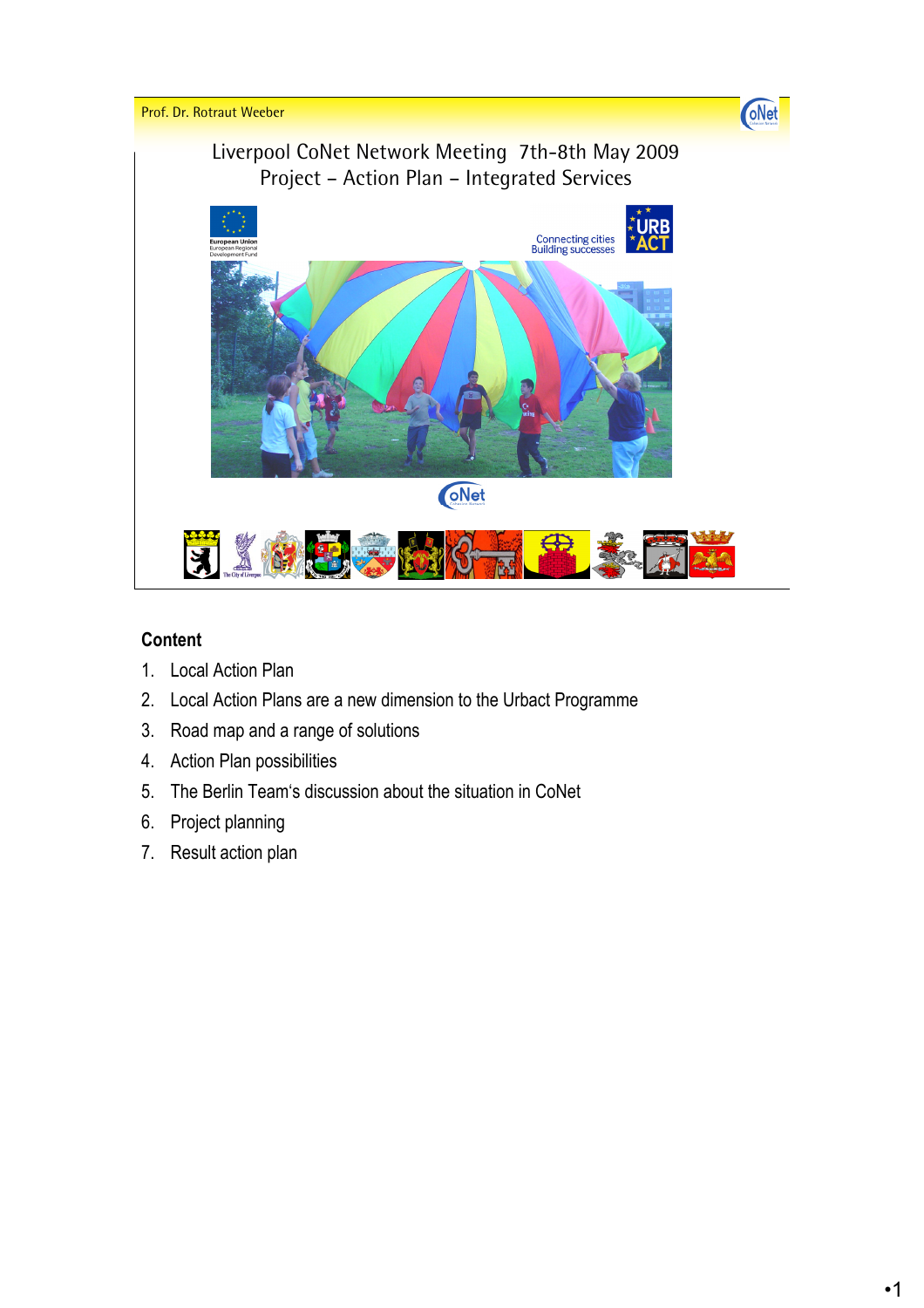Prof. Dr. Rotraut Weeber

Liverpool CoNet Network Meeting 7th-8th May 2009
Project – Action Plan – Integrated Services

European Union
European Regional Development Fund

Connecting cities
Building successes

URBACT

## Content

1. Local Action Plan
2. Local Action Plans are a new dimension to the Urbact Programme
3. Road map and a range of solutions
4. Action Plan possibilities
5. The Berlin Team‘s discussion about the situation in CoNet
6. Project planning
7. Result action plan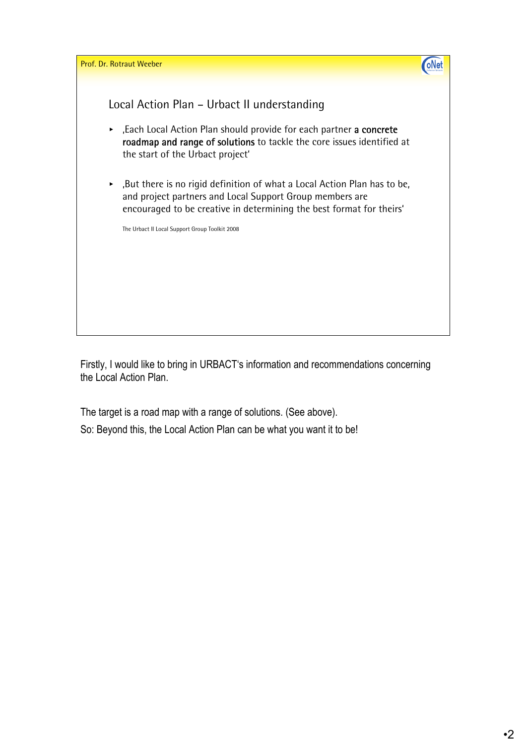## Local Action Plan – Urbact II understanding

- ‚Each Local Action Plan should provide for each partner **a concrete roadmap and range of solutions** to tackle the core issues identified at the start of the Urbact project'

- ‚But there is no rigid definition of what a Local Action Plan has to be, and project partners and Local Support Group members are encouraged to be creative in determining the best format for theirs'

The Urbact II Local Support Group Toolkit 2008

Firstly, I would like to bring in URBACT's information and recommendations concerning the Local Action Plan.

The target is a road map with a range of solutions. (See above).

So: Beyond this, the Local Action Plan can be what you want it to be!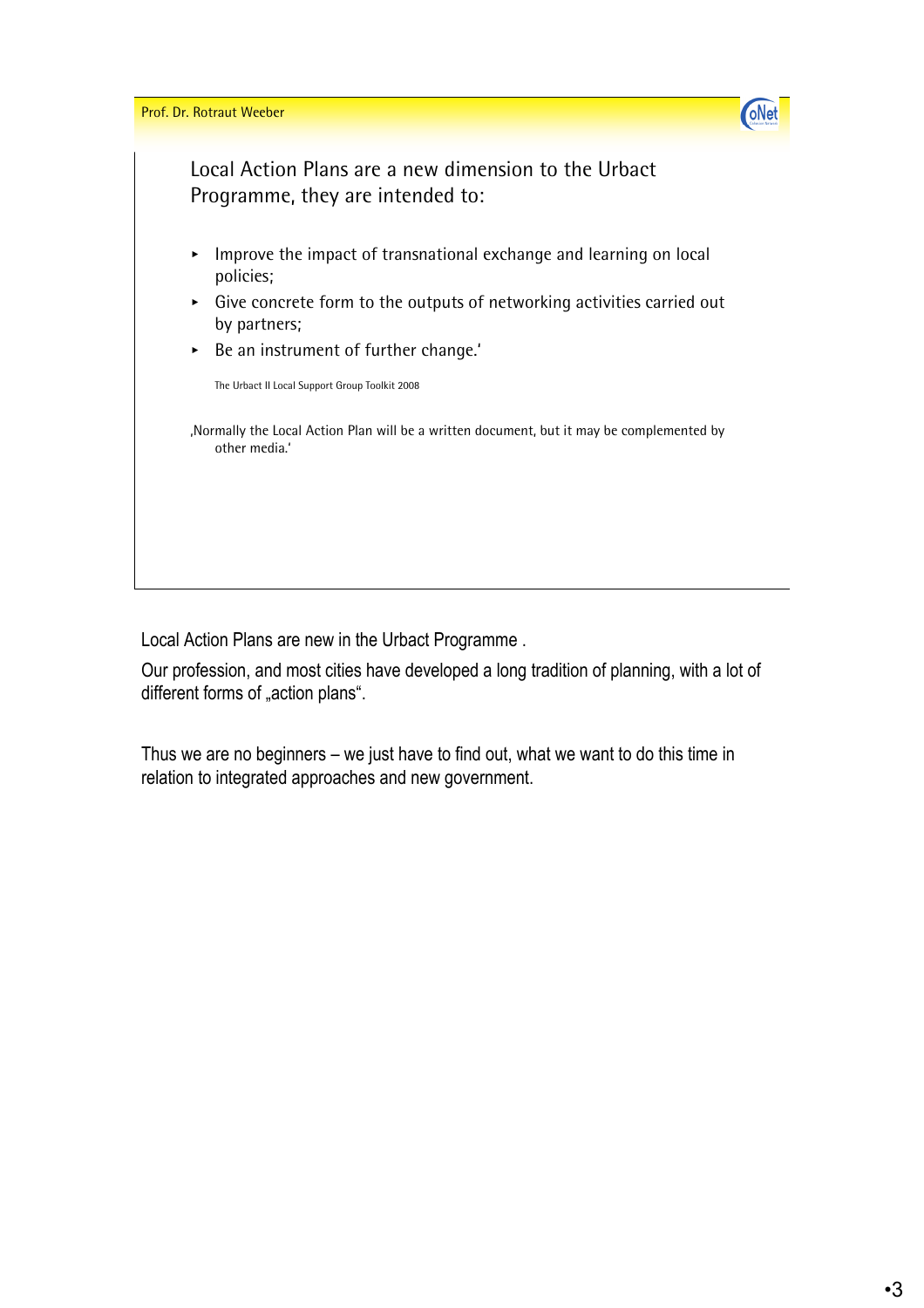Local Action Plans are a new dimension to the Urbact Programme, they are intended to:

- Improve the impact of transnational exchange and learning on local policies;
- Give concrete form to the outputs of networking activities carried out by partners;
- Be an instrument of further change.'

The Urbact II Local Support Group Toolkit 2008

'Normally the Local Action Plan will be a written document, but it may be complemented by other media.'

Local Action Plans are new in the Urbact Programme .

Our profession, and most cities have developed a long tradition of planning, with a lot of different forms of „action plans".

Thus we are no beginners – we just have to find out, what we want to do this time in relation to integrated approaches and new government.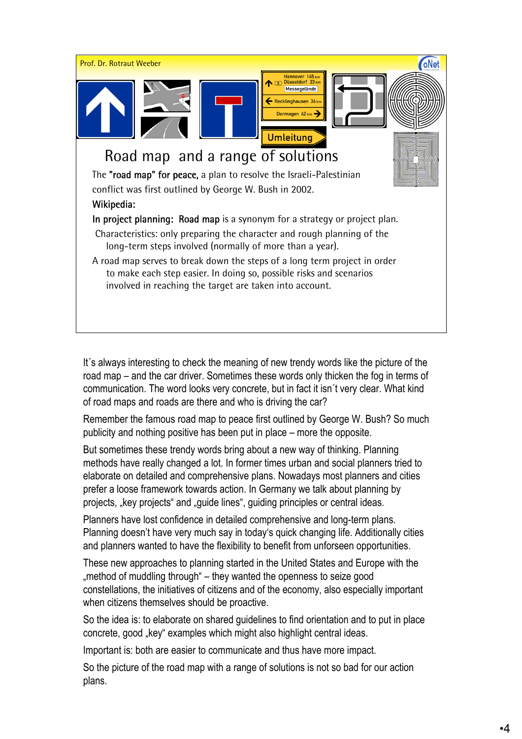Prof. Dr. Rotraut Weeber

## Road map and a range of solutions

The **"road map" for peace,** a plan to resolve the Israeli-Palestinian conflict was first outlined by George W. Bush in 2002.

**Wikipedia:**

**In project planning: Road map** is a synonym for a strategy or project plan.

Characteristics: only preparing the character and rough planning of the long-term steps involved (normally of more than a year).

A road map serves to break down the steps of a long term project in order to make each step easier. In doing so, possible risks and scenarios involved in reaching the target are taken into account.

It´s always interesting to check the meaning of new trendy words like the picture of the road map – and the car driver. Sometimes these words only thicken the fog in terms of communication. The word looks very concrete, but in fact it isn´t very clear. What kind of road maps and roads are there and who is driving the car?

Remember the famous road map to peace first outlined by George W. Bush? So much publicity and nothing positive has been put in place – more the opposite.

But sometimes these trendy words bring about a new way of thinking. Planning methods have really changed a lot. In former times urban and social planners tried to elaborate on detailed and comprehensive plans. Nowadays most planners and cities prefer a loose framework towards action. In Germany we talk about planning by projects, „key projects" and „guide lines", guiding principles or central ideas.

Planners have lost confidence in detailed comprehensive and long-term plans. Planning doesn't have very much say in today's quick changing life. Additionally cities and planners wanted to have the flexibility to benefit from unforseen opportunities.

These new approaches to planning started in the United States and Europe with the „method of muddling through" – they wanted the openness to seize good constellations, the initiatives of citizens and of the economy, also especially important when citizens themselves should be proactive.

So the idea is: to elaborate on shared guidelines to find orientation and to put in place concrete, good „key" examples which might also highlight central ideas.

Important is: both are easier to communicate and thus have more impact.

So the picture of the road map with a range of solutions is not so bad for our action plans.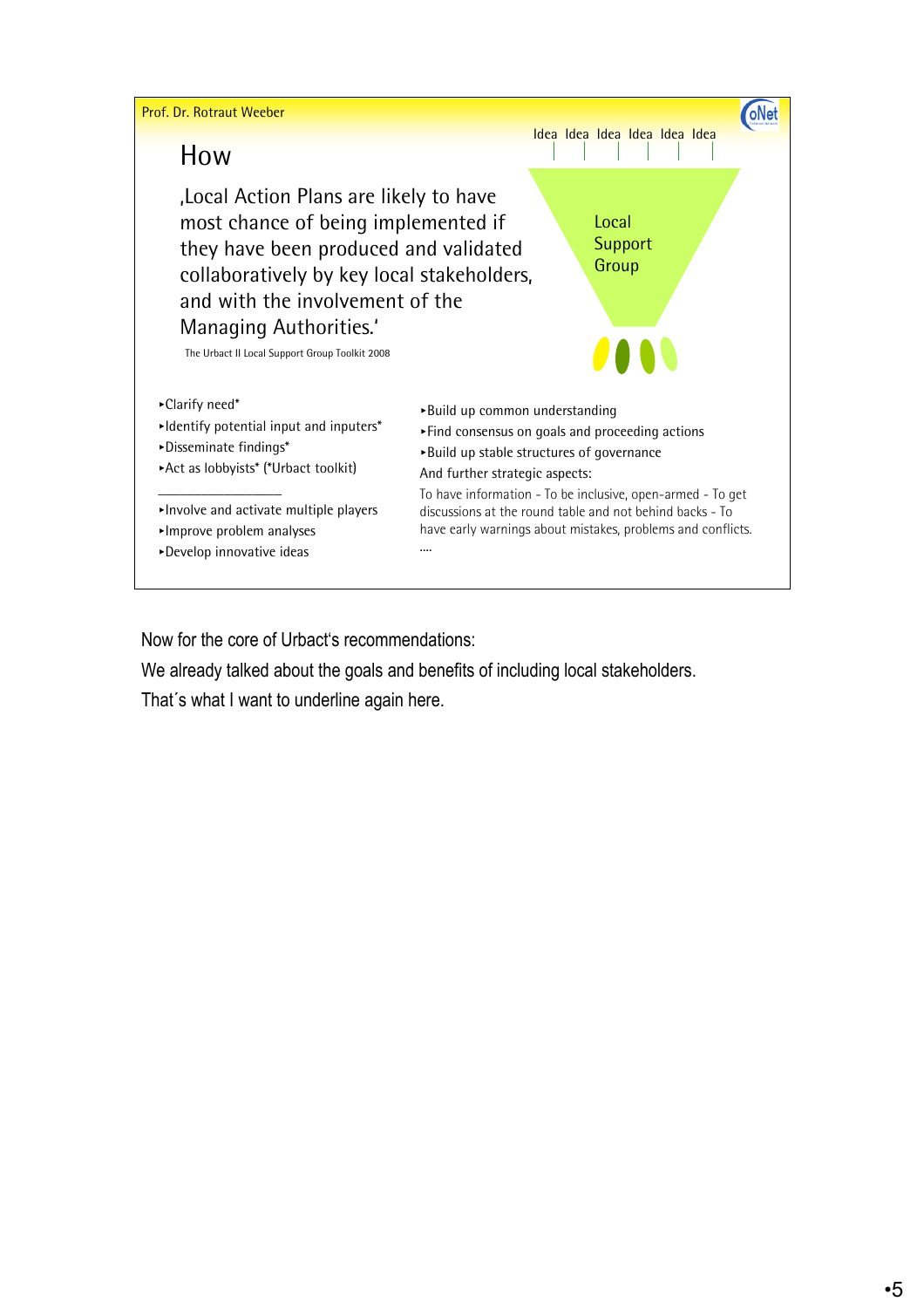Prof. Dr. Rotraut Weeber

## How

‚Local Action Plans are likely to have most chance of being implemented if they have been produced and validated collaboratively by key local stakeholders, and with the involvement of the Managing Authorities.'

The Urbact II Local Support Group Toolkit 2008

Idea Idea Idea Idea Idea Idea

Local Support Group

- Clarify need*
- Identify potential input and inputers*
- Disseminate findings*
- Act as lobbyists* (*Urbact toolkit)

---

- Involve and activate multiple players
- Improve problem analyses
- Develop innovative ideas

- Build up common understanding
- Find consensus on goals and proceeding actions
- Build up stable structures of governance

And further strategic aspects:

To have information - To be inclusive, open-armed - To get discussions at the round table and not behind backs - To have early warnings about mistakes, problems and conflicts.

....

Now for the core of Urbact's recommendations:

We already talked about the goals and benefits of including local stakeholders.

That´s what I want to underline again here.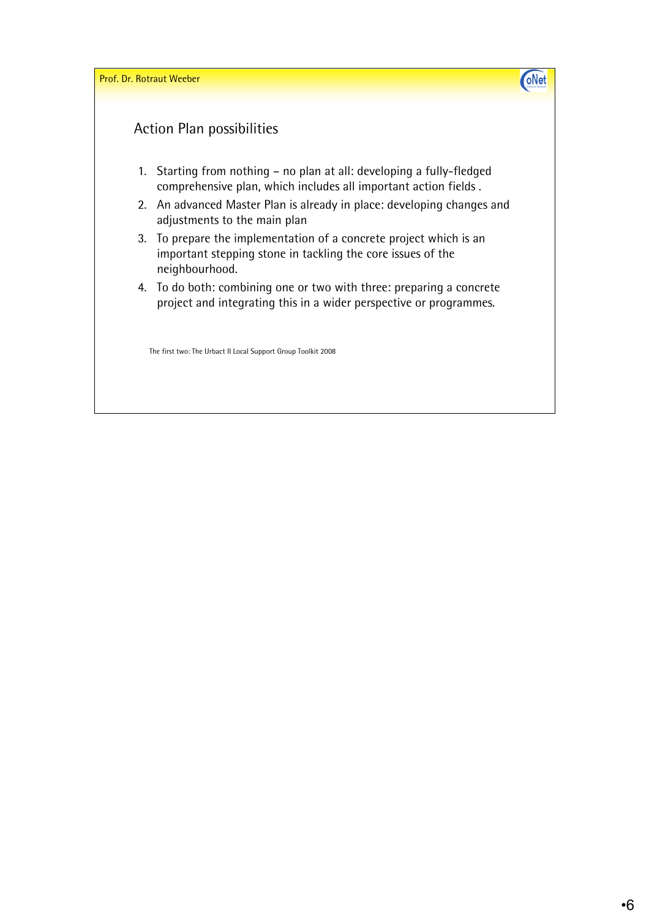## Action Plan possibilities

1. Starting from nothing – no plan at all: developing a fully-fledged comprehensive plan, which includes all important action fields .
2. An advanced Master Plan is already in place: developing changes and adjustments to the main plan
3. To prepare the implementation of a concrete project which is an important stepping stone in tackling the core issues of the neighbourhood.
4. To do both: combining one or two with three: preparing a concrete project and integrating this in a wider perspective or programmes.

The first two: The Urbact II Local Support Group Toolkit 2008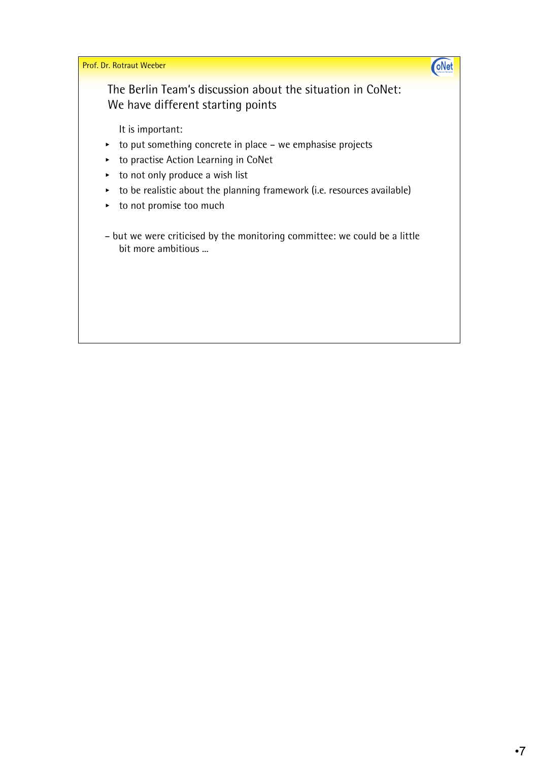## The Berlin Team's discussion about the situation in CoNet: We have different starting points

It is important:

- to put something concrete in place – we emphasise projects
- to practise Action Learning in CoNet
- to not only produce a wish list
- to be realistic about the planning framework (i.e. resources available)
- to not promise too much

– but we were criticised by the monitoring committee: we could be a little bit more ambitious ...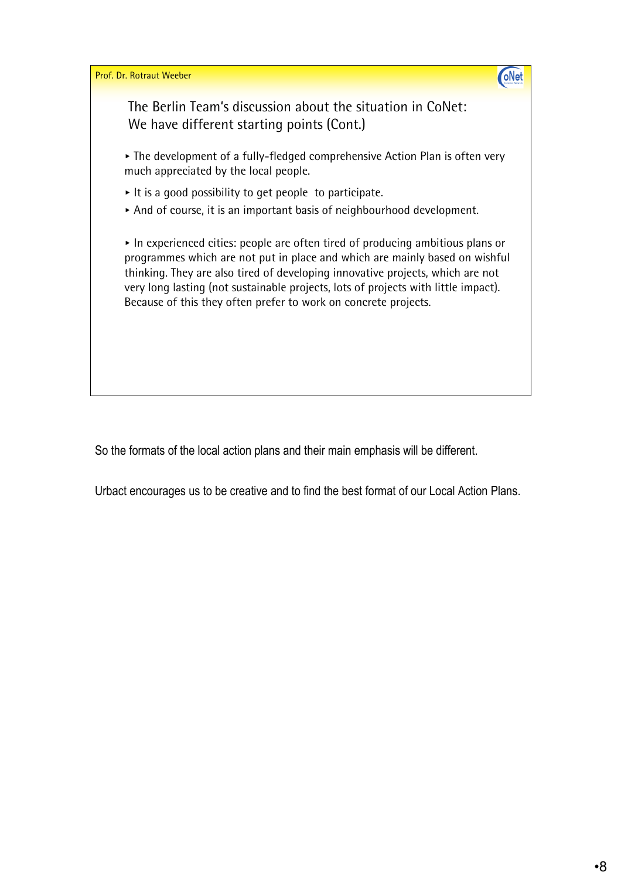Prof. Dr. Rotraut Weeber

## The Berlin Team's discussion about the situation in CoNet: We have different starting points (Cont.)

- The development of a fully-fledged comprehensive Action Plan is often very much appreciated by the local people.
- It is a good possibility to get people to participate.
- And of course, it is an important basis of neighbourhood development.

- In experienced cities: people are often tired of producing ambitious plans or programmes which are not put in place and which are mainly based on wishful thinking. They are also tired of developing innovative projects, which are not very long lasting (not sustainable projects, lots of projects with little impact). Because of this they often prefer to work on concrete projects.

So the formats of the local action plans and their main emphasis will be different.

Urbact encourages us to be creative and to find the best format of our Local Action Plans.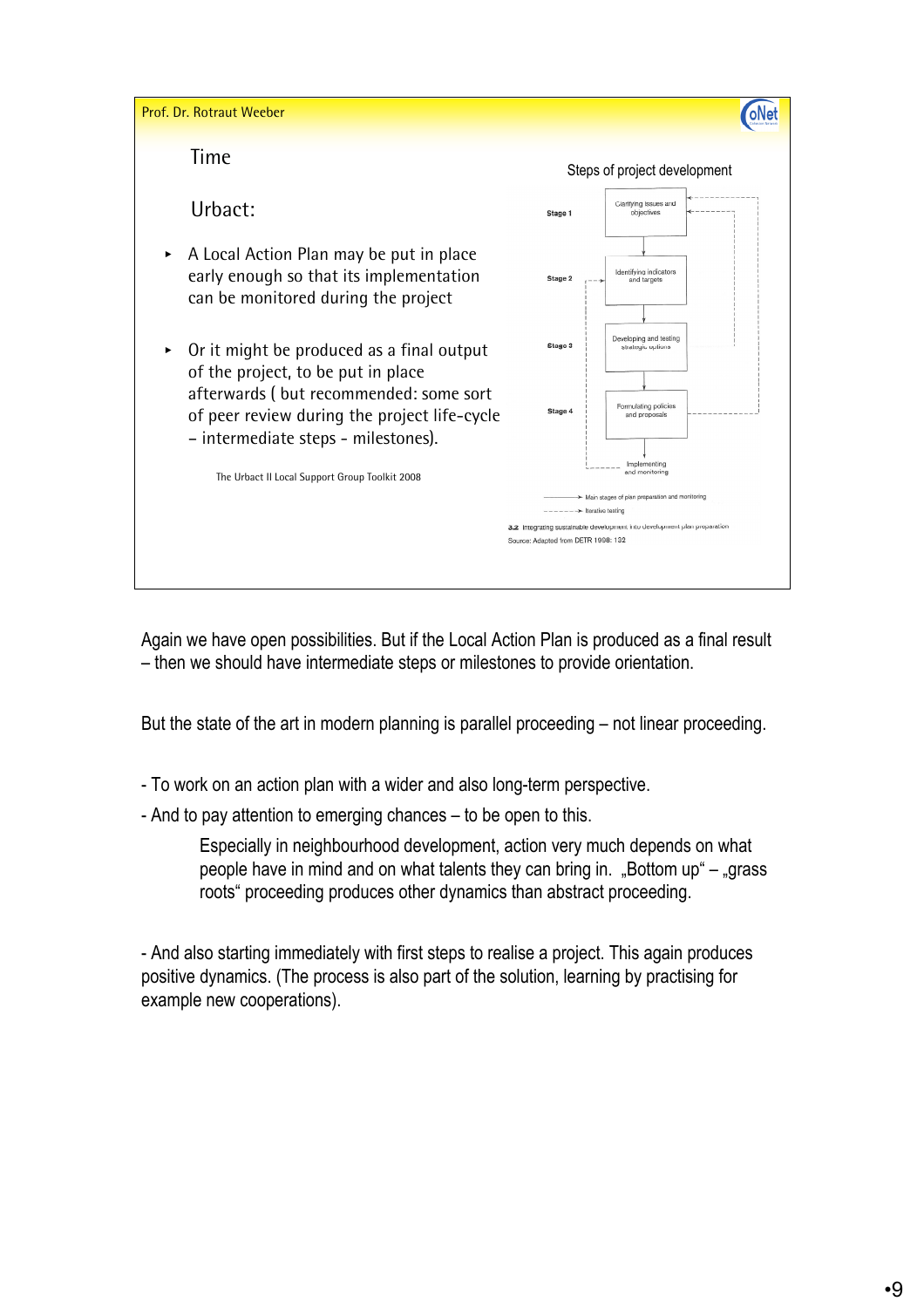Time

Urbact:

- A Local Action Plan may be put in place early enough so that its implementation can be monitored during the project

- Or it might be produced as a final output of the project, to be put in place afterwards ( but recommended: some sort of peer review during the project life-cycle – intermediate steps - milestones).

The Urbact II Local Support Group Toolkit 2008

Steps of project development

Stage 1
Clarifying issues and objectives

Stage 2
Identifying indicators and targets

Stage 3
Developing and testing strategic options

Stage 4
Formulating policies and proposals

Implementing and monitoring

Main stages of plan preparation and monitoring

Iterative testing

3.2 Integrating sustainable development into development plan preparation

Source: Adapted from DETR 1998: 132

Again we have open possibilities. But if the Local Action Plan is produced as a final result – then we should have intermediate steps or milestones to provide orientation.

But the state of the art in modern planning is parallel proceeding – not linear proceeding.

- To work on an action plan with a wider and also long-term perspective.
- And to pay attention to emerging chances – to be open to this.

  Especially in neighbourhood development, action very much depends on what people have in mind and on what talents they can bring in. „Bottom up“ – „grass roots“ proceeding produces other dynamics than abstract proceeding.

- And also starting immediately with first steps to realise a project. This again produces positive dynamics. (The process is also part of the solution, learning by practising for example new cooperations).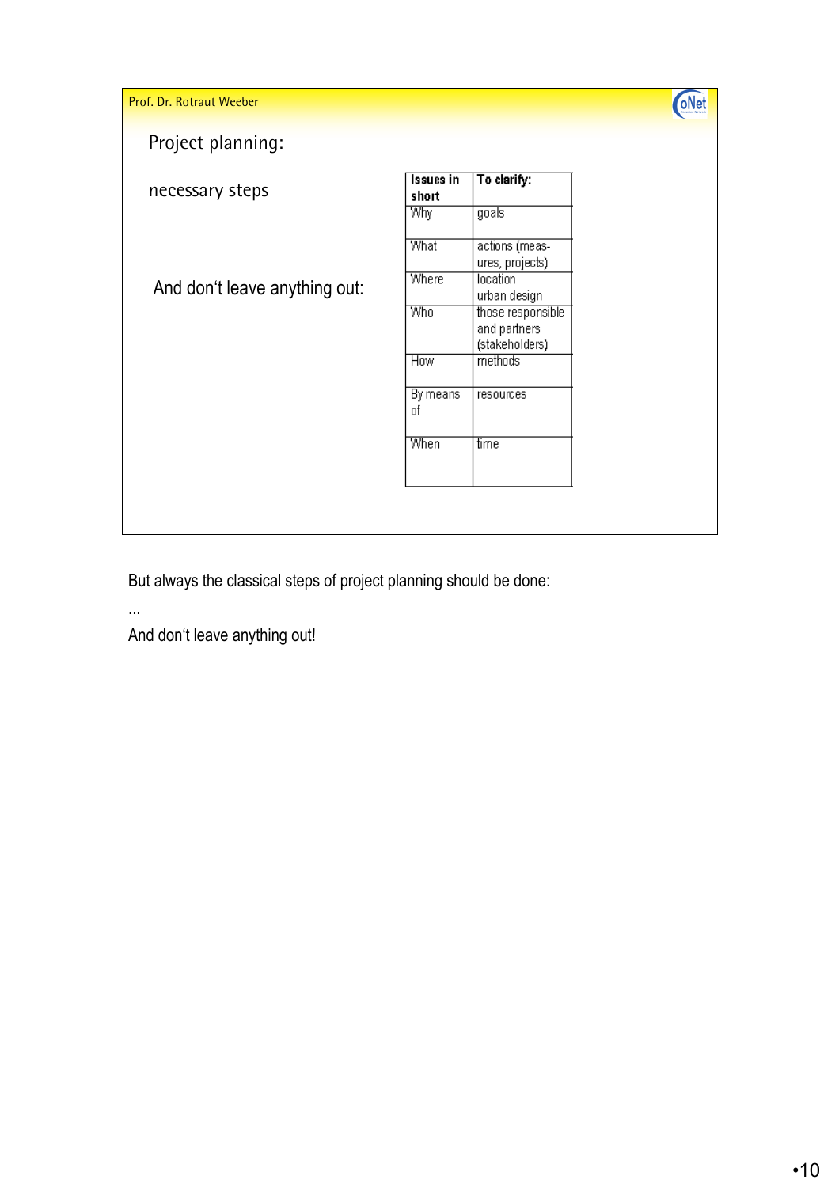Prof. Dr. Rotraut Weeber

## Project planning:

necessary steps

And don‘t leave anything out:

| Issues in short | To clarify: |
|---|---|
| Why | goals |
| What | actions (meas-ures, projects) |
| Where | location urban design |
| Who | those responsible and partners (stakeholders) |
| How | methods |
| By means of | resources |
| When | time |

But always the classical steps of project planning should be done:

...

And don‘t leave anything out!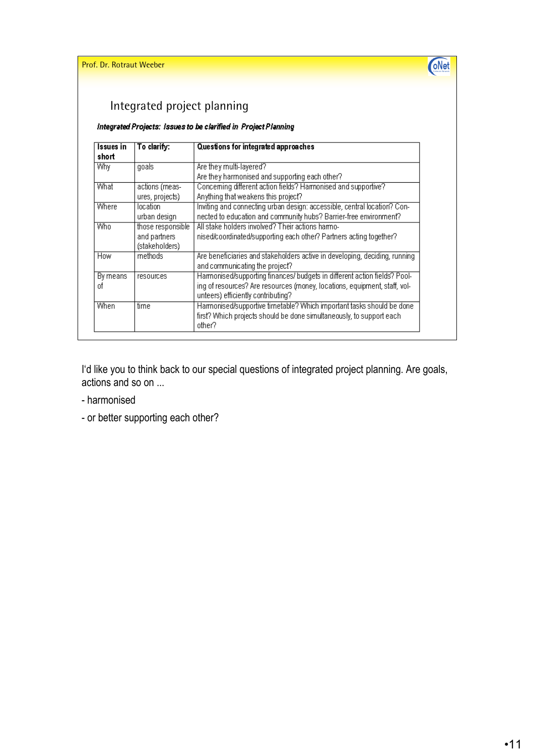## Integrated project planning

***Integrated Projects: Issues to be clarified in Project Planning***

| Issues in short | To clarify: | Questions for integrated approaches |
|---|---|---|
| Why | goals | Are they multi-layered? Are they harmonised and supporting each other? |
| What | actions (measures, projects) | Concerning different action fields? Harmonised and supportive? Anything that weakens this project? |
| Where | location urban design | Inviting and connecting urban design: accessible, central location? Connected to education and community hubs? Barrier-free environment? |
| Who | those responsible and partners (stakeholders) | All stake holders involved? Their actions harmonised/coordinated/supporting each other? Partners acting together? |
| How | methods | Are beneficiaries and stakeholders active in developing, deciding, running and communicating the project? |
| By means of | resources | Harmonised/supporting finances/ budgets in different action fields? Pooling of resources? Are resources (money, locations, equipment, staff, volunteers) efficiently contributing? |
| When | time | Harmonised/supportive timetable? Which important tasks should be done first? Which projects should be done simultaneously, to support each other? |

I'd like you to think back to our special questions of integrated project planning. Are goals, actions and so on ...

- harmonised
- or better supporting each other?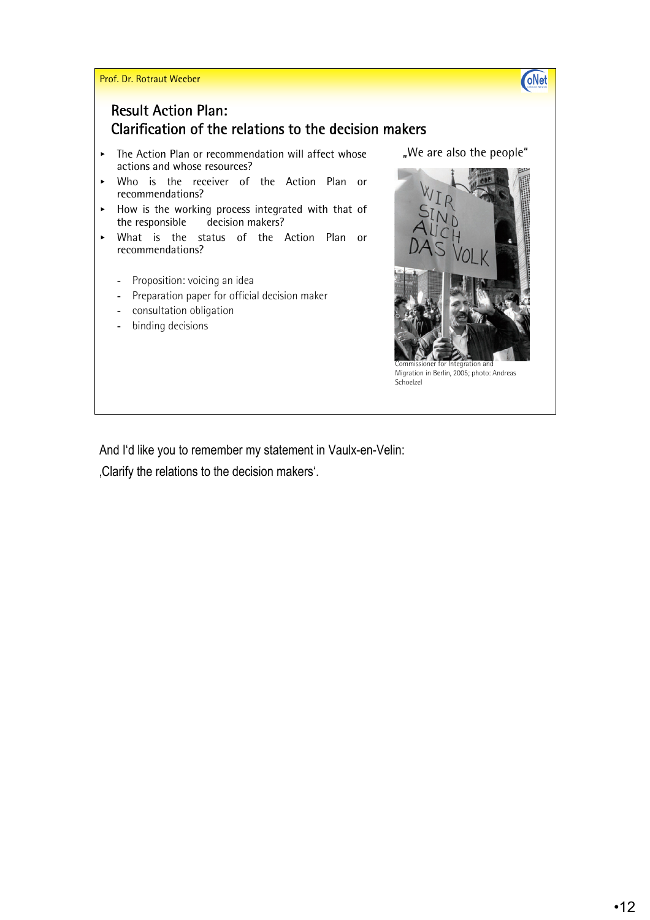Prof. Dr. Rotraut Weeber

## Result Action Plan:
## Clarification of the relations to the decision makers

- The Action Plan or recommendation will affect whose actions and whose resources?
- Who is the receiver of the Action Plan or recommendations?
- How is the working process integrated with that of the responsible decision makers?
- What is the status of the Action Plan or recommendations?

  - Proposition: voicing an idea
  - Preparation paper for official decision maker
  - consultation obligation
  - binding decisions

„We are also the people"

Commissioner for Integration and Migration in Berlin, 2005; photo: Andreas Schoelzel

And I'd like you to remember my statement in Vaulx-en-Velin:

‚Clarify the relations to the decision makers'.